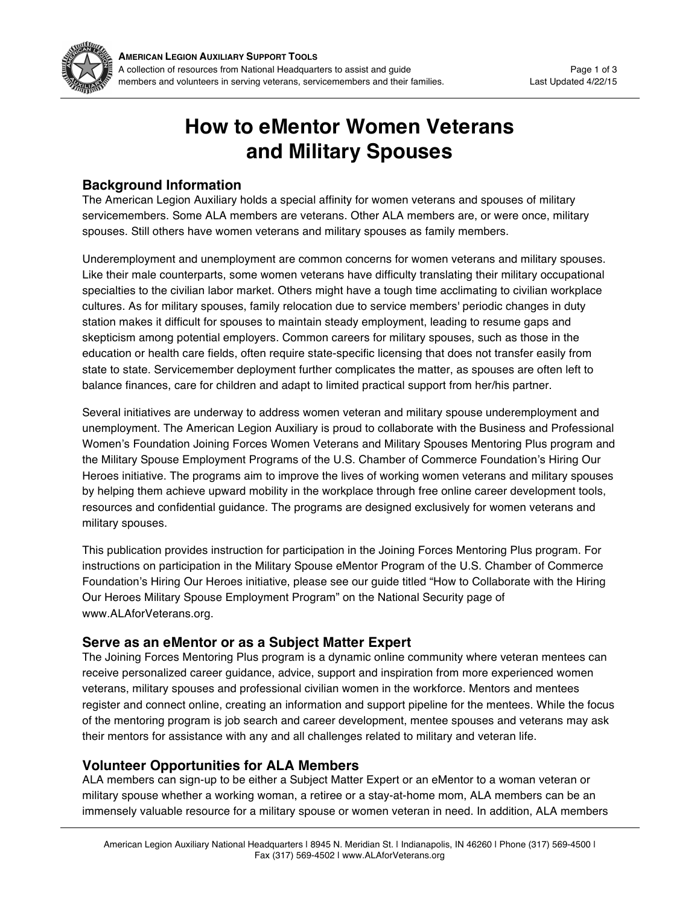# How to eMentor Women Veterans and Military Spouses

## Background Information

The American Legion Auxiliary holds a special affinity for women veterans and spouses of military servicemembers. Some ALA members are veterans. Other ALA members are, or were once, military spouses. Still others have women veterans and military spouses as family members.

Underemployment and unemployment are common concerns for women veterans and military spouses. Like their male counterparts, some women veterans have difficulty translating their military occupational specialties to the civilian labor market. Others might have a tough time acclimating to civilian workplace cultures. As for military spouses, family relocation due to service members' periodic changes in duty station makes it difficult for spouses to maintain steady employment, leading to resume gaps and skepticism among potential employers. Common careers for military spouses, such as those in the education or health care fields, often require state-specific licensing that does not transfer easily from state to state. Servicemember deployment further complicates the matter, as spouses are often left to balance finances, care for children and adapt to limited practical support from her/his partner.

Several initiatives are underway to address women veteran and military spouse underemployment and unemployment. The American Legion Auxiliary is proud to collaborate with the Business and Professional Women's Foundation Joining Forces Women Veterans and Military Spouses Mentoring Plus program and the Military Spouse Employment Programs of the U.S. Chamber of Commerce Foundation's Hiring Our Heroes initiative. The programs aim to improve the lives of working women veterans and military spouses by helping them achieve upward mobility in the workplace through free online career development tools, resources and confidential guidance. The programs are designed exclusively for women veterans and military spouses.

This publication provides instruction for participation in the Joining Forces Mentoring Plus program. For instructions on participation in the Military Spouse eMentor Program of the U.S. Chamber of Commerce Foundation's Hiring Our Heroes initiative, please see our guide titled "How to Collaborate with the Hiring Our Heroes Military Spouse Employment Program" on the National Security page of www.ALAforVeterans.org.

## Serve as an eMentor or as a Subject Matter Expert

The Joining Forces Mentoring Plus program is a dynamic online community where veteran mentees can receive personalized career guidance, advice, support and inspiration from more experienced women veterans, military spouses and professional civilian women in the workforce. Mentors and mentees register and connect online, creating an information and support pipeline for the mentees. While the focus of the mentoring program is job search and career development, mentee spouses and veterans may ask their mentors for assistance with any and all challenges related to military and veteran life.

## Volunteer Opportunities for ALA Members

ALA members can sign-up to be either a Subject Matter Expert or an eMentor to a woman veteran or military spouse whether a working woman, a retiree or a stay-at-home mom, ALA members can be an immensely valuable resource for a military spouse or women veteran in need. In addition, ALA members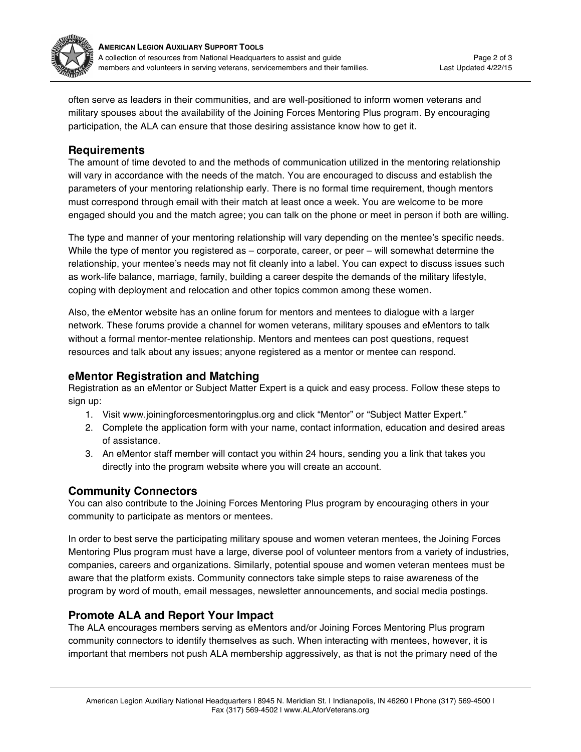often serve as leaders in their communities, and are well-positioned to inform women veterans and military spouses about the availability of the Joining Forces Mentoring Plus program. By encouraging participation, the ALA can ensure that those desiring assistance know how to get it.

## Requirements

The amount of time devoted to and the methods of communication utilized in the mentoring relationship will vary in accordance with the needs of the match. You are encouraged to discuss and establish the parameters of your mentoring relationship early. There is no formal time requirement, though mentors must correspond through email with their match at least once a week. You are welcome to be more engaged should you and the match agree; you can talk on the phone or meet in person if both are willing.

The type and manner of your mentoring relationship will vary depending on the mentee's specific needs. While the type of mentor you registered as – corporate, career, or peer – will somewhat determine the relationship, your mentee's needs may not fit cleanly into a label. You can expect to discuss issues such as work-life balance, marriage, family, building a career despite the demands of the military lifestyle, coping with deployment and relocation and other topics common among these women.

Also, the eMentor website has an online forum for mentors and mentees to dialogue with a larger network. These forums provide a channel for women veterans, military spouses and eMentors to talk without a formal mentor-mentee relationship. Mentors and mentees can post questions, request resources and talk about any issues; anyone registered as a mentor or mentee can respond.

## eMentor Registration and Matching

Registration as an eMentor or Subject Matter Expert is a quick and easy process. Follow these steps to sign up:

1. Visit www.joiningforcesmentoringplus.org and click "Mentor" or "Subject Matter Expert."
2. Complete the application form with your name, contact information, education and desired areas of assistance.
3. An eMentor staff member will contact you within 24 hours, sending you a link that takes you directly into the program website where you will create an account.

## Community Connectors

You can also contribute to the Joining Forces Mentoring Plus program by encouraging others in your community to participate as mentors or mentees.

In order to best serve the participating military spouse and women veteran mentees, the Joining Forces Mentoring Plus program must have a large, diverse pool of volunteer mentors from a variety of industries, companies, careers and organizations. Similarly, potential spouse and women veteran mentees must be aware that the platform exists. Community connectors take simple steps to raise awareness of the program by word of mouth, email messages, newsletter announcements, and social media postings.

## Promote ALA and Report Your Impact

The ALA encourages members serving as eMentors and/or Joining Forces Mentoring Plus program community connectors to identify themselves as such. When interacting with mentees, however, it is important that members not push ALA membership aggressively, as that is not the primary need of the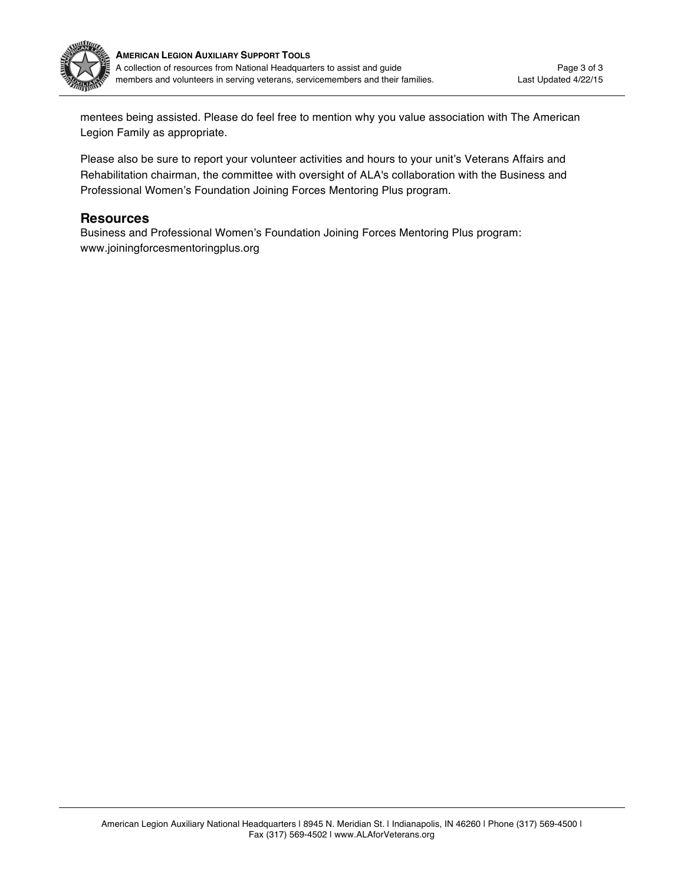mentees being assisted. Please do feel free to mention why you value association with The American Legion Family as appropriate.

Please also be sure to report your volunteer activities and hours to your unit's Veterans Affairs and Rehabilitation chairman, the committee with oversight of ALA's collaboration with the Business and Professional Women's Foundation Joining Forces Mentoring Plus program.

## Resources

Business and Professional Women's Foundation Joining Forces Mentoring Plus program: www.joiningforcesmentoringplus.org